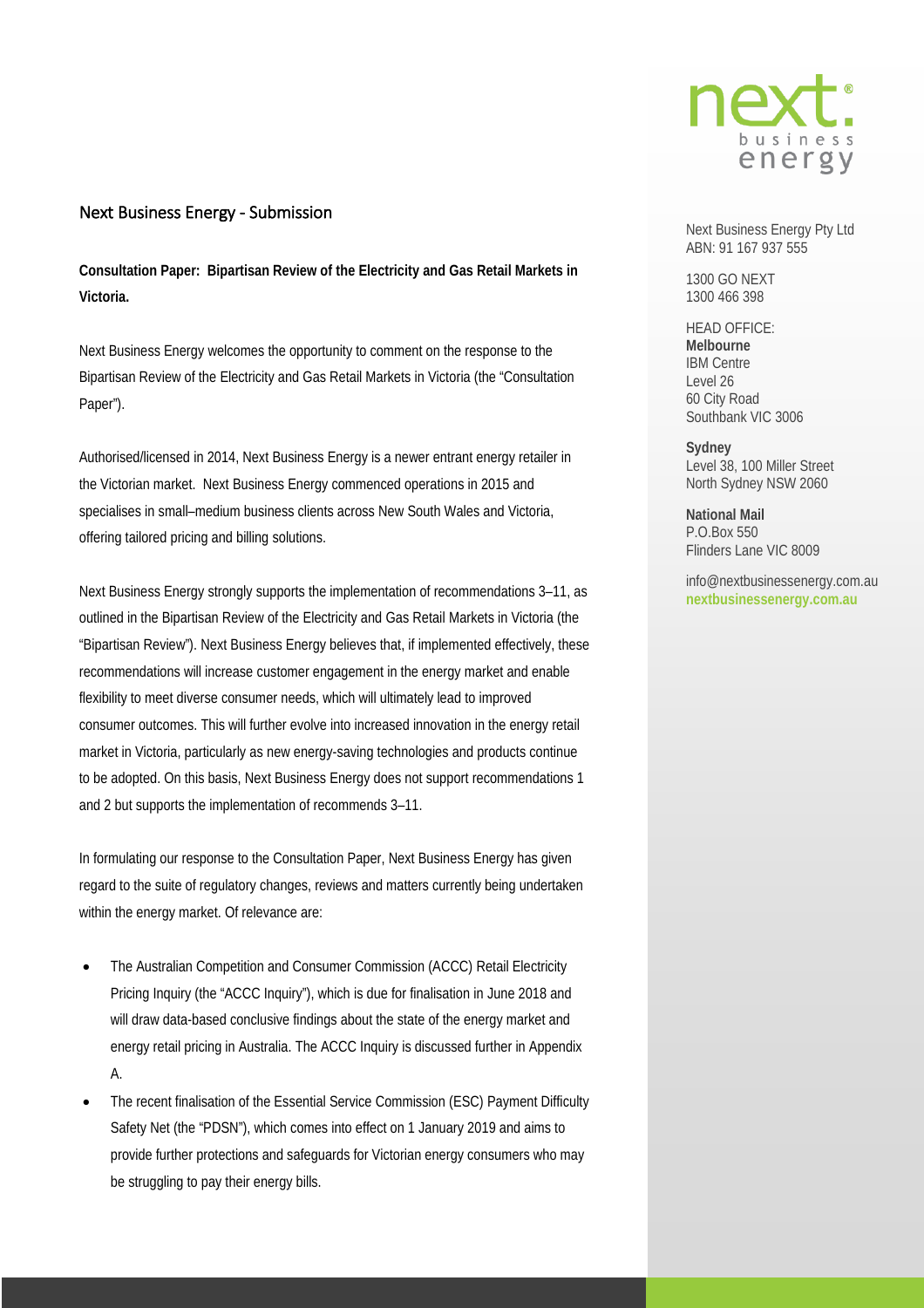## Next Business Energy - Submission

**Consultation Paper: Bipartisan Review of the Electricity and Gas Retail Markets in Victoria.**

Next Business Energy welcomes the opportunity to comment on the response to the Bipartisan Review of the Electricity and Gas Retail Markets in Victoria (the "Consultation Paper").

Authorised/licensed in 2014, Next Business Energy is a newer entrant energy retailer in the Victorian market. Next Business Energy commenced operations in 2015 and specialises in small–medium business clients across New South Wales and Victoria, offering tailored pricing and billing solutions.

Next Business Energy strongly supports the implementation of recommendations 3–11, as outlined in the Bipartisan Review of the Electricity and Gas Retail Markets in Victoria (the "Bipartisan Review"). Next Business Energy believes that, if implemented effectively, these recommendations will increase customer engagement in the energy market and enable flexibility to meet diverse consumer needs, which will ultimately lead to improved consumer outcomes. This will further evolve into increased innovation in the energy retail market in Victoria, particularly as new energy-saving technologies and products continue to be adopted. On this basis, Next Business Energy does not support recommendations 1 and 2 but supports the implementation of recommends 3–11.

In formulating our response to the Consultation Paper, Next Business Energy has given regard to the suite of regulatory changes, reviews and matters currently being undertaken within the energy market. Of relevance are:

- The Australian Competition and Consumer Commission (ACCC) Retail Electricity Pricing Inquiry (the "ACCC Inquiry"), which is due for finalisation in June 2018 and will draw data-based conclusive findings about the state of the energy market and energy retail pricing in Australia. The ACCC Inquiry is discussed further in Appendix A.
- The recent finalisation of the Essential Service Commission (ESC) Payment Difficulty Safety Net (the "PDSN"), which comes into effect on 1 January 2019 and aims to provide further protections and safeguards for Victorian energy consumers who may be struggling to pay their energy bills.

Next Business Energy Pty Ltd
ABN: 91 167 937 555

1300 GO NEXT
1300 466 398

HEAD OFFICE:
**Melbourne**
IBM Centre
Level 26
60 City Road
Southbank VIC 3006

**Sydney**
Level 38, 100 Miller Street
North Sydney NSW 2060

**National Mail**
P.O.Box 550
Flinders Lane VIC 8009

info@nextbusinessenergy.com.au
**nextbusinessenergy.com.au**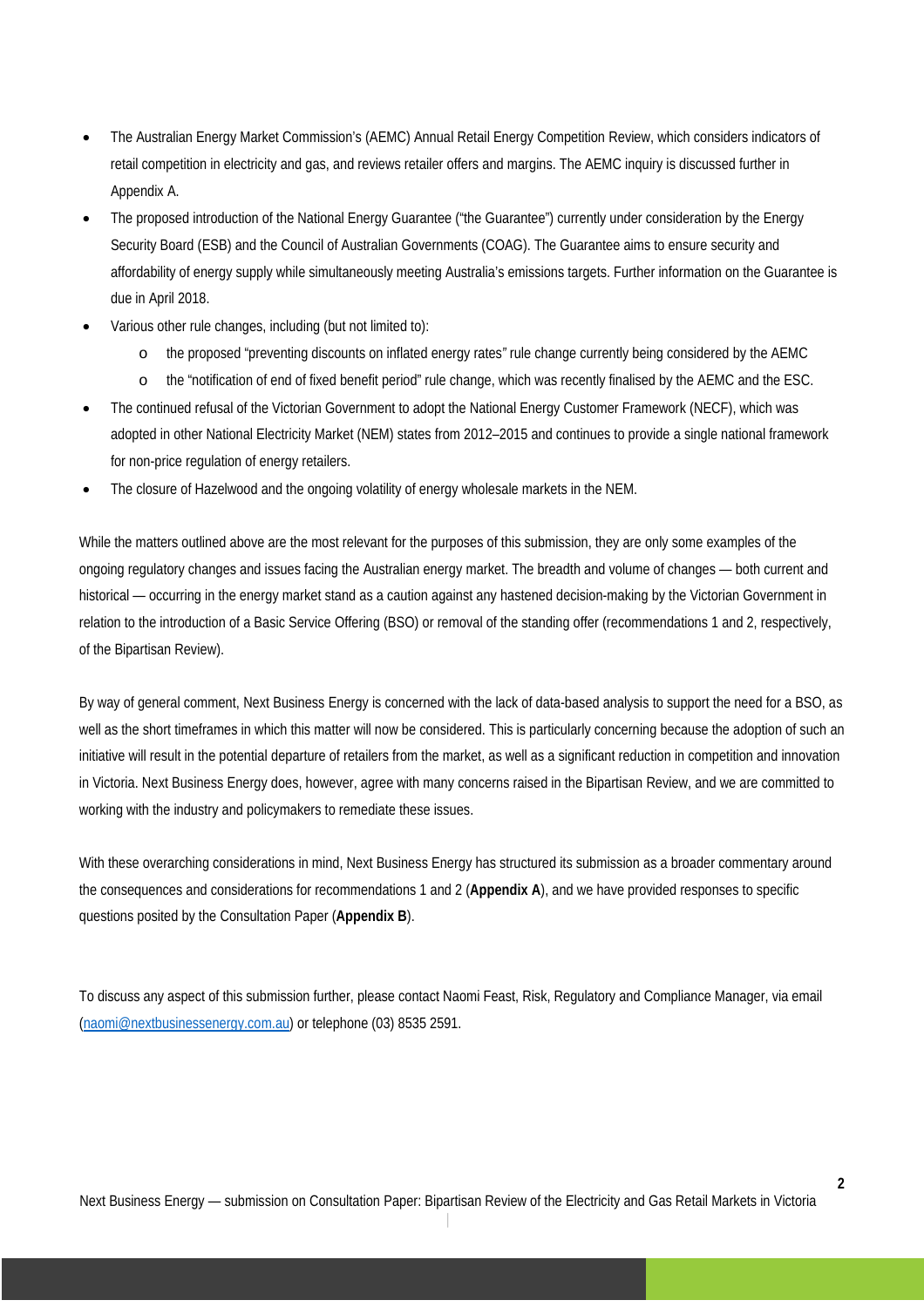- The Australian Energy Market Commission's (AEMC) Annual Retail Energy Competition Review, which considers indicators of retail competition in electricity and gas, and reviews retailer offers and margins. The AEMC inquiry is discussed further in Appendix A.
- The proposed introduction of the National Energy Guarantee ("the Guarantee") currently under consideration by the Energy Security Board (ESB) and the Council of Australian Governments (COAG). The Guarantee aims to ensure security and affordability of energy supply while simultaneously meeting Australia's emissions targets. Further information on the Guarantee is due in April 2018.
- Various other rule changes, including (but not limited to):
  - the proposed "preventing discounts on inflated energy rates" rule change currently being considered by the AEMC
  - the "notification of end of fixed benefit period" rule change, which was recently finalised by the AEMC and the ESC.
- The continued refusal of the Victorian Government to adopt the National Energy Customer Framework (NECF), which was adopted in other National Electricity Market (NEM) states from 2012–2015 and continues to provide a single national framework for non-price regulation of energy retailers.
- The closure of Hazelwood and the ongoing volatility of energy wholesale markets in the NEM.

While the matters outlined above are the most relevant for the purposes of this submission, they are only some examples of the ongoing regulatory changes and issues facing the Australian energy market. The breadth and volume of changes — both current and historical — occurring in the energy market stand as a caution against any hastened decision-making by the Victorian Government in relation to the introduction of a Basic Service Offering (BSO) or removal of the standing offer (recommendations 1 and 2, respectively, of the Bipartisan Review).

By way of general comment, Next Business Energy is concerned with the lack of data-based analysis to support the need for a BSO, as well as the short timeframes in which this matter will now be considered. This is particularly concerning because the adoption of such an initiative will result in the potential departure of retailers from the market, as well as a significant reduction in competition and innovation in Victoria. Next Business Energy does, however, agree with many concerns raised in the Bipartisan Review, and we are committed to working with the industry and policymakers to remediate these issues.

With these overarching considerations in mind, Next Business Energy has structured its submission as a broader commentary around the consequences and considerations for recommendations 1 and 2 (**Appendix A**), and we have provided responses to specific questions posited by the Consultation Paper (**Appendix B**).

To discuss any aspect of this submission further, please contact Naomi Feast, Risk, Regulatory and Compliance Manager, via email (naomi@nextbusinessenergy.com.au) or telephone (03) 8535 2591.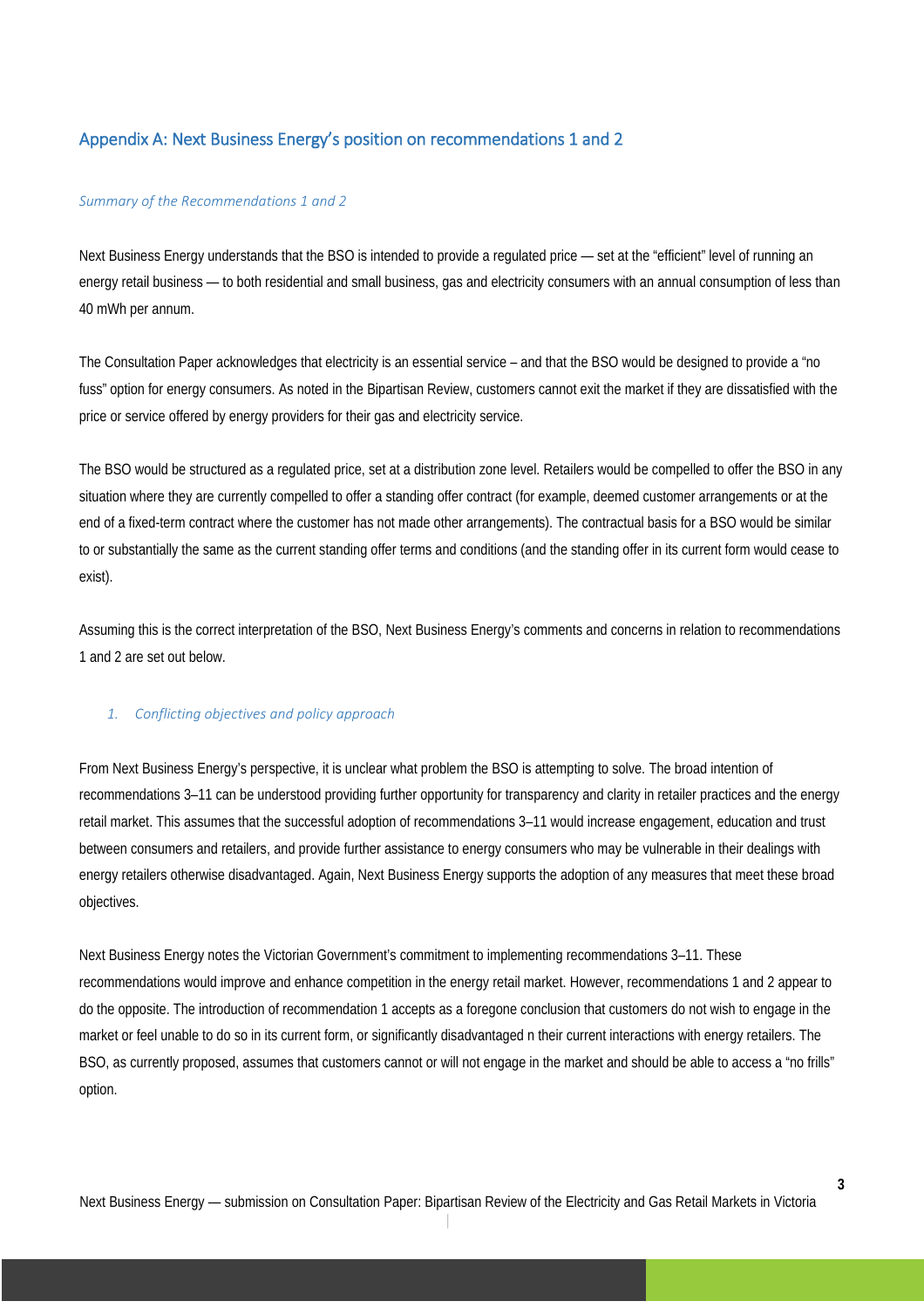## Appendix A: Next Business Energy's position on recommendations 1 and 2

*Summary of the Recommendations 1 and 2*

Next Business Energy understands that the BSO is intended to provide a regulated price — set at the "efficient" level of running an energy retail business — to both residential and small business, gas and electricity consumers with an annual consumption of less than 40 mWh per annum.

The Consultation Paper acknowledges that electricity is an essential service – and that the BSO would be designed to provide a "no fuss" option for energy consumers. As noted in the Bipartisan Review, customers cannot exit the market if they are dissatisfied with the price or service offered by energy providers for their gas and electricity service.

The BSO would be structured as a regulated price, set at a distribution zone level. Retailers would be compelled to offer the BSO in any situation where they are currently compelled to offer a standing offer contract (for example, deemed customer arrangements or at the end of a fixed-term contract where the customer has not made other arrangements). The contractual basis for a BSO would be similar to or substantially the same as the current standing offer terms and conditions (and the standing offer in its current form would cease to exist).

Assuming this is the correct interpretation of the BSO, Next Business Energy's comments and concerns in relation to recommendations 1 and 2 are set out below.

### 1. *Conflicting objectives and policy approach*

From Next Business Energy's perspective, it is unclear what problem the BSO is attempting to solve. The broad intention of recommendations 3–11 can be understood providing further opportunity for transparency and clarity in retailer practices and the energy retail market. This assumes that the successful adoption of recommendations 3–11 would increase engagement, education and trust between consumers and retailers, and provide further assistance to energy consumers who may be vulnerable in their dealings with energy retailers otherwise disadvantaged. Again, Next Business Energy supports the adoption of any measures that meet these broad objectives.

Next Business Energy notes the Victorian Government's commitment to implementing recommendations 3–11. These recommendations would improve and enhance competition in the energy retail market. However, recommendations 1 and 2 appear to do the opposite. The introduction of recommendation 1 accepts as a foregone conclusion that customers do not wish to engage in the market or feel unable to do so in its current form, or significantly disadvantaged n their current interactions with energy retailers. The BSO, as currently proposed, assumes that customers cannot or will not engage in the market and should be able to access a "no frills" option.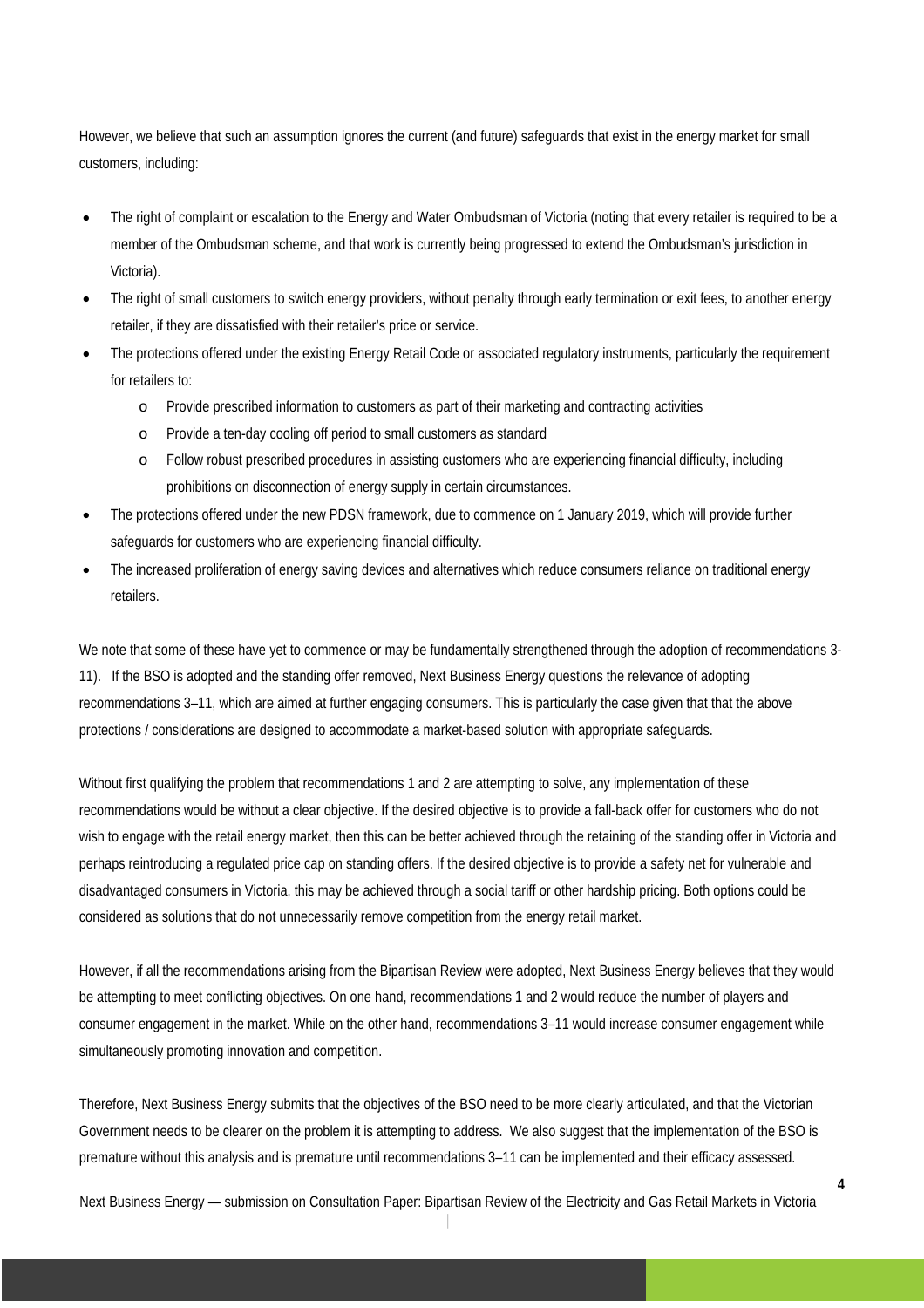However, we believe that such an assumption ignores the current (and future) safeguards that exist in the energy market for small customers, including:

- The right of complaint or escalation to the Energy and Water Ombudsman of Victoria (noting that every retailer is required to be a member of the Ombudsman scheme, and that work is currently being progressed to extend the Ombudsman's jurisdiction in Victoria).
- The right of small customers to switch energy providers, without penalty through early termination or exit fees, to another energy retailer, if they are dissatisfied with their retailer's price or service.
- The protections offered under the existing Energy Retail Code or associated regulatory instruments, particularly the requirement for retailers to:
  - Provide prescribed information to customers as part of their marketing and contracting activities
  - Provide a ten-day cooling off period to small customers as standard
  - Follow robust prescribed procedures in assisting customers who are experiencing financial difficulty, including prohibitions on disconnection of energy supply in certain circumstances.
- The protections offered under the new PDSN framework, due to commence on 1 January 2019, which will provide further safeguards for customers who are experiencing financial difficulty.
- The increased proliferation of energy saving devices and alternatives which reduce consumers reliance on traditional energy retailers.

We note that some of these have yet to commence or may be fundamentally strengthened through the adoption of recommendations 3-11). If the BSO is adopted and the standing offer removed, Next Business Energy questions the relevance of adopting recommendations 3–11, which are aimed at further engaging consumers. This is particularly the case given that that the above protections / considerations are designed to accommodate a market-based solution with appropriate safeguards.

Without first qualifying the problem that recommendations 1 and 2 are attempting to solve, any implementation of these recommendations would be without a clear objective. If the desired objective is to provide a fall-back offer for customers who do not wish to engage with the retail energy market, then this can be better achieved through the retaining of the standing offer in Victoria and perhaps reintroducing a regulated price cap on standing offers. If the desired objective is to provide a safety net for vulnerable and disadvantaged consumers in Victoria, this may be achieved through a social tariff or other hardship pricing. Both options could be considered as solutions that do not unnecessarily remove competition from the energy retail market.

However, if all the recommendations arising from the Bipartisan Review were adopted, Next Business Energy believes that they would be attempting to meet conflicting objectives. On one hand, recommendations 1 and 2 would reduce the number of players and consumer engagement in the market. While on the other hand, recommendations 3–11 would increase consumer engagement while simultaneously promoting innovation and competition.

Therefore, Next Business Energy submits that the objectives of the BSO need to be more clearly articulated, and that the Victorian Government needs to be clearer on the problem it is attempting to address. We also suggest that the implementation of the BSO is premature without this analysis and is premature until recommendations 3–11 can be implemented and their efficacy assessed.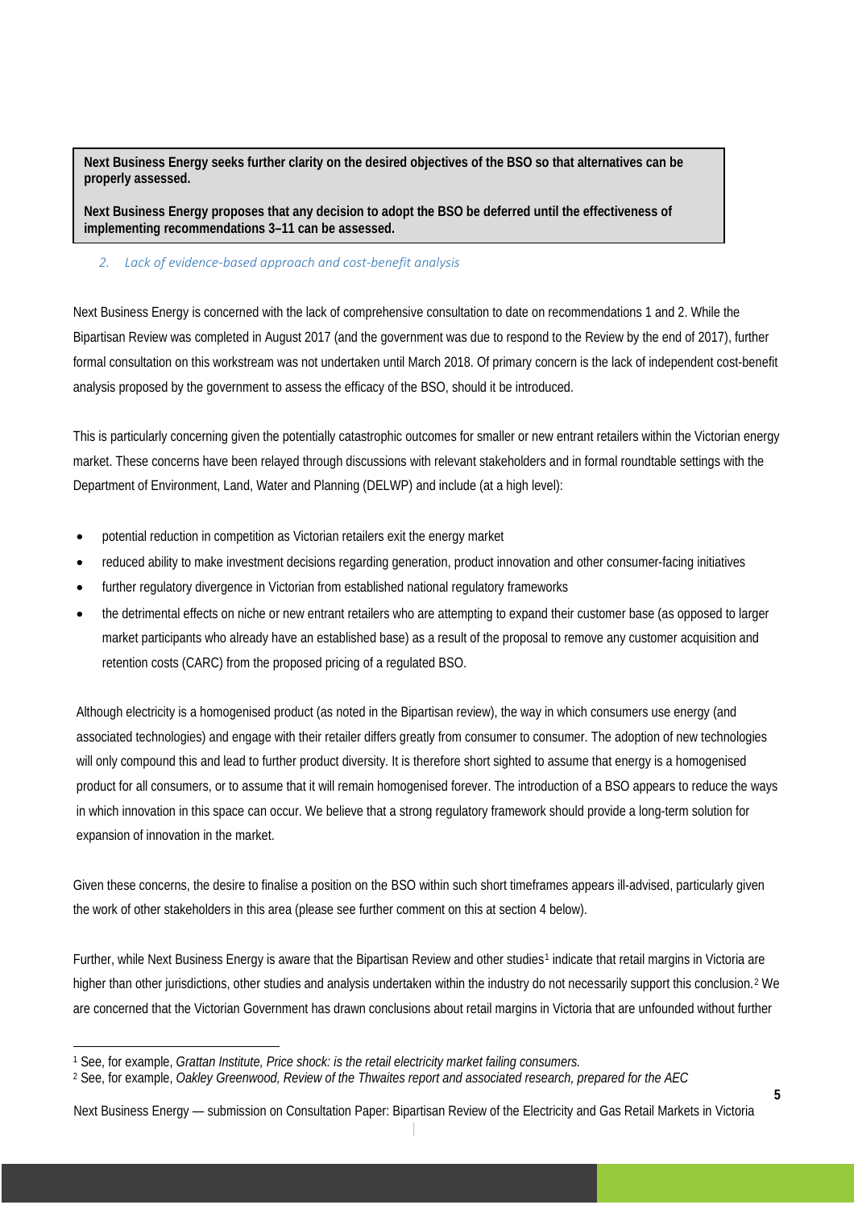**Next Business Energy seeks further clarity on the desired objectives of the BSO so that alternatives can be properly assessed.**

**Next Business Energy proposes that any decision to adopt the BSO be deferred until the effectiveness of implementing recommendations 3–11 can be assessed.**

### *2. Lack of evidence-based approach and cost-benefit analysis*

Next Business Energy is concerned with the lack of comprehensive consultation to date on recommendations 1 and 2. While the Bipartisan Review was completed in August 2017 (and the government was due to respond to the Review by the end of 2017), further formal consultation on this workstream was not undertaken until March 2018. Of primary concern is the lack of independent cost-benefit analysis proposed by the government to assess the efficacy of the BSO, should it be introduced.

This is particularly concerning given the potentially catastrophic outcomes for smaller or new entrant retailers within the Victorian energy market. These concerns have been relayed through discussions with relevant stakeholders and in formal roundtable settings with the Department of Environment, Land, Water and Planning (DELWP) and include (at a high level):

- potential reduction in competition as Victorian retailers exit the energy market
- reduced ability to make investment decisions regarding generation, product innovation and other consumer-facing initiatives
- further regulatory divergence in Victorian from established national regulatory frameworks
- the detrimental effects on niche or new entrant retailers who are attempting to expand their customer base (as opposed to larger market participants who already have an established base) as a result of the proposal to remove any customer acquisition and retention costs (CARC) from the proposed pricing of a regulated BSO.

Although electricity is a homogenised product (as noted in the Bipartisan review), the way in which consumers use energy (and associated technologies) and engage with their retailer differs greatly from consumer to consumer. The adoption of new technologies will only compound this and lead to further product diversity. It is therefore short sighted to assume that energy is a homogenised product for all consumers, or to assume that it will remain homogenised forever. The introduction of a BSO appears to reduce the ways in which innovation in this space can occur. We believe that a strong regulatory framework should provide a long-term solution for expansion of innovation in the market.

Given these concerns, the desire to finalise a position on the BSO within such short timeframes appears ill-advised, particularly given the work of other stakeholders in this area (please see further comment on this at section 4 below).

Further, while Next Business Energy is aware that the Bipartisan Review and other studies[1] indicate that retail margins in Victoria are higher than other jurisdictions, other studies and analysis undertaken within the industry do not necessarily support this conclusion.[2] We are concerned that the Victorian Government has drawn conclusions about retail margins in Victoria that are unfounded without further

---

[1] See, for example, *Grattan Institute, Price shock: is the retail electricity market failing consumers.*

[2] See, for example, *Oakley Greenwood, Review of the Thwaites report and associated research, prepared for the AEC*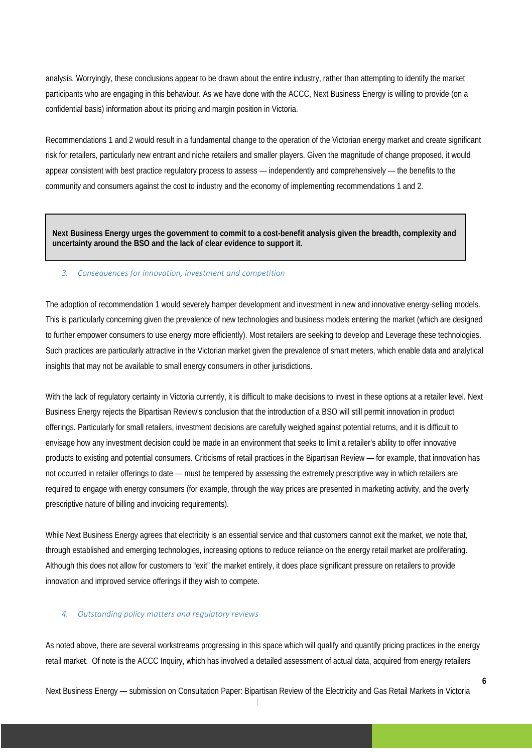analysis. Worryingly, these conclusions appear to be drawn about the entire industry, rather than attempting to identify the market participants who are engaging in this behaviour. As we have done with the ACCC, Next Business Energy is willing to provide (on a confidential basis) information about its pricing and margin position in Victoria.

Recommendations 1 and 2 would result in a fundamental change to the operation of the Victorian energy market and create significant risk for retailers, particularly new entrant and niche retailers and smaller players. Given the magnitude of change proposed, it would appear consistent with best practice regulatory process to assess — independently and comprehensively — the benefits to the community and consumers against the cost to industry and the economy of implementing recommendations 1 and 2.

> **Next Business Energy urges the government to commit to a cost-benefit analysis given the breadth, complexity and uncertainty around the BSO and the lack of clear evidence to support it.**

### *3. Consequences for innovation, investment and competition*

The adoption of recommendation 1 would severely hamper development and investment in new and innovative energy-selling models. This is particularly concerning given the prevalence of new technologies and business models entering the market (which are designed to further empower consumers to use energy more efficiently). Most retailers are seeking to develop and Leverage these technologies. Such practices are particularly attractive in the Victorian market given the prevalence of smart meters, which enable data and analytical insights that may not be available to small energy consumers in other jurisdictions.

With the lack of regulatory certainty in Victoria currently, it is difficult to make decisions to invest in these options at a retailer level. Next Business Energy rejects the Bipartisan Review's conclusion that the introduction of a BSO will still permit innovation in product offerings. Particularly for small retailers, investment decisions are carefully weighed against potential returns, and it is difficult to envisage how any investment decision could be made in an environment that seeks to limit a retailer's ability to offer innovative products to existing and potential consumers. Criticisms of retail practices in the Bipartisan Review — for example, that innovation has not occurred in retailer offerings to date — must be tempered by assessing the extremely prescriptive way in which retailers are required to engage with energy consumers (for example, through the way prices are presented in marketing activity, and the overly prescriptive nature of billing and invoicing requirements).

While Next Business Energy agrees that electricity is an essential service and that customers cannot exit the market, we note that, through established and emerging technologies, increasing options to reduce reliance on the energy retail market are proliferating. Although this does not allow for customers to "exit" the market entirely, it does place significant pressure on retailers to provide innovation and improved service offerings if they wish to compete.

### *4. Outstanding policy matters and regulatory reviews*

As noted above, there are several workstreams progressing in this space which will qualify and quantify pricing practices in the energy retail market. Of note is the ACCC Inquiry, which has involved a detailed assessment of actual data, acquired from energy retailers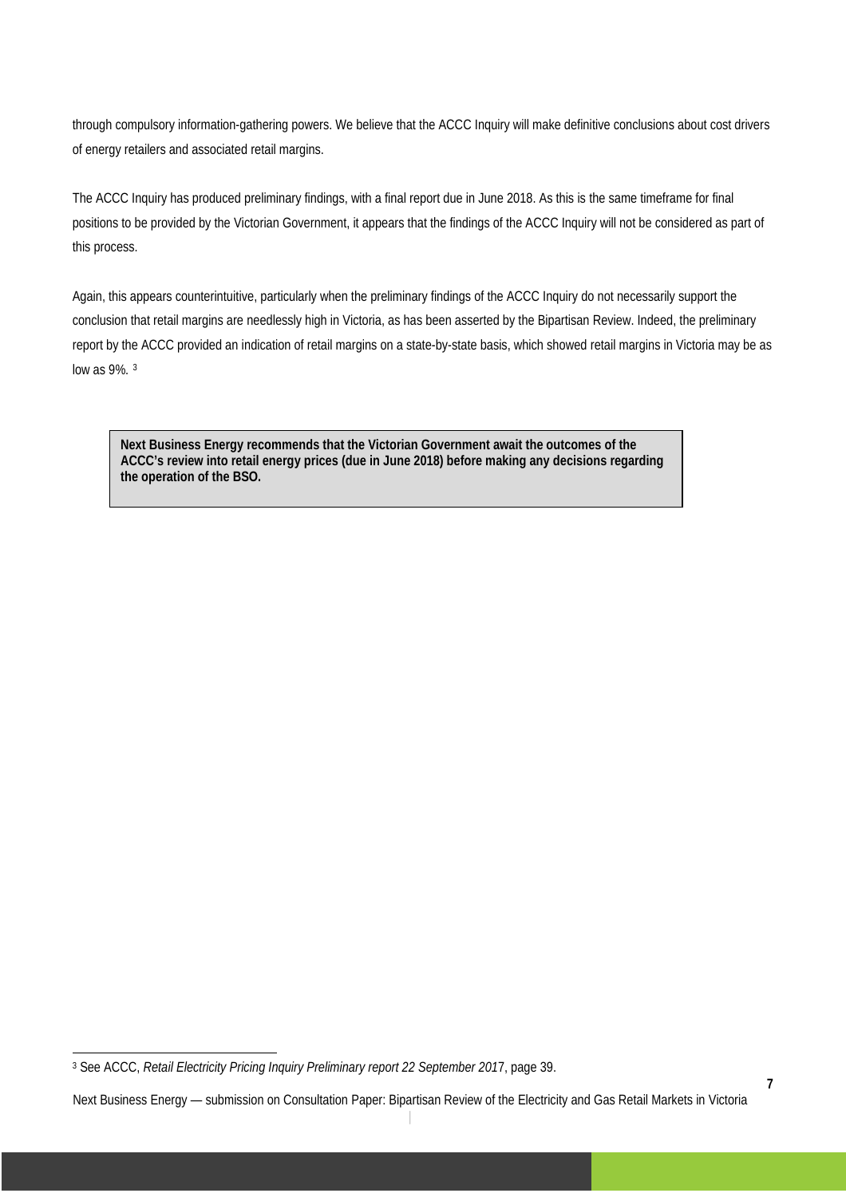through compulsory information-gathering powers. We believe that the ACCC Inquiry will make definitive conclusions about cost drivers of energy retailers and associated retail margins.

The ACCC Inquiry has produced preliminary findings, with a final report due in June 2018. As this is the same timeframe for final positions to be provided by the Victorian Government, it appears that the findings of the ACCC Inquiry will not be considered as part of this process.

Again, this appears counterintuitive, particularly when the preliminary findings of the ACCC Inquiry do not necessarily support the conclusion that retail margins are needlessly high in Victoria, as has been asserted by the Bipartisan Review. Indeed, the preliminary report by the ACCC provided an indication of retail margins on a state-by-state basis, which showed retail margins in Victoria may be as low as 9%. [3]

> **Next Business Energy recommends that the Victorian Government await the outcomes of the ACCC's review into retail energy prices (due in June 2018) before making any decisions regarding the operation of the BSO.**

[3] See ACCC, *Retail Electricity Pricing Inquiry Preliminary report 22 September 2017*, page 39.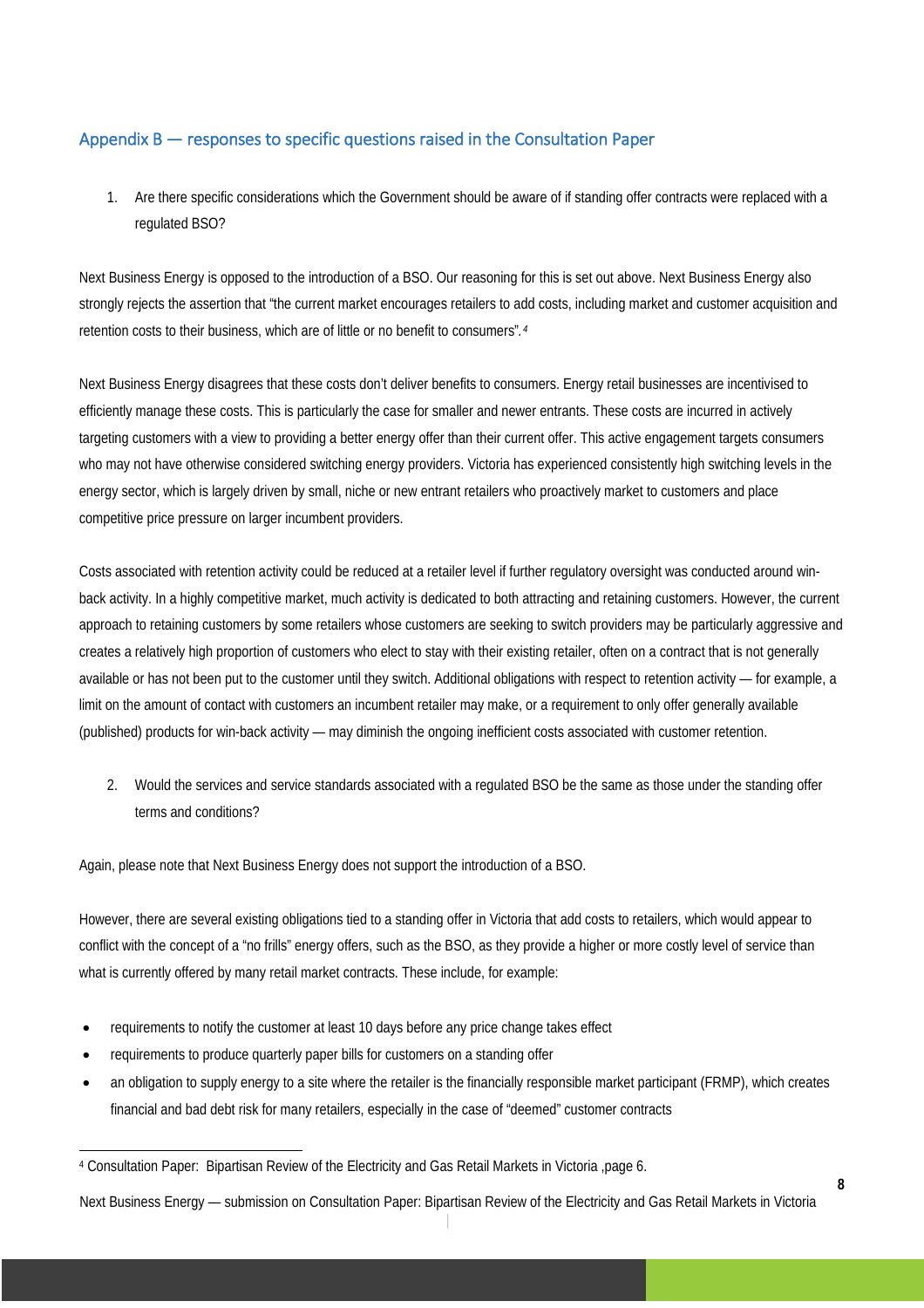## Appendix B — responses to specific questions raised in the Consultation Paper

1. Are there specific considerations which the Government should be aware of if standing offer contracts were replaced with a regulated BSO?

Next Business Energy is opposed to the introduction of a BSO. Our reasoning for this is set out above. Next Business Energy also strongly rejects the assertion that "the current market encourages retailers to add costs, including market and customer acquisition and retention costs to their business, which are of little or no benefit to consumers".[4]

Next Business Energy disagrees that these costs don't deliver benefits to consumers. Energy retail businesses are incentivised to efficiently manage these costs. This is particularly the case for smaller and newer entrants. These costs are incurred in actively targeting customers with a view to providing a better energy offer than their current offer. This active engagement targets consumers who may not have otherwise considered switching energy providers. Victoria has experienced consistently high switching levels in the energy sector, which is largely driven by small, niche or new entrant retailers who proactively market to customers and place competitive price pressure on larger incumbent providers.

Costs associated with retention activity could be reduced at a retailer level if further regulatory oversight was conducted around win-back activity. In a highly competitive market, much activity is dedicated to both attracting and retaining customers. However, the current approach to retaining customers by some retailers whose customers are seeking to switch providers may be particularly aggressive and creates a relatively high proportion of customers who elect to stay with their existing retailer, often on a contract that is not generally available or has not been put to the customer until they switch. Additional obligations with respect to retention activity — for example, a limit on the amount of contact with customers an incumbent retailer may make, or a requirement to only offer generally available (published) products for win-back activity — may diminish the ongoing inefficient costs associated with customer retention.

2. Would the services and service standards associated with a regulated BSO be the same as those under the standing offer terms and conditions?

Again, please note that Next Business Energy does not support the introduction of a BSO.

However, there are several existing obligations tied to a standing offer in Victoria that add costs to retailers, which would appear to conflict with the concept of a "no frills" energy offers, such as the BSO, as they provide a higher or more costly level of service than what is currently offered by many retail market contracts. These include, for example:

- requirements to notify the customer at least 10 days before any price change takes effect
- requirements to produce quarterly paper bills for customers on a standing offer
- an obligation to supply energy to a site where the retailer is the financially responsible market participant (FRMP), which creates financial and bad debt risk for many retailers, especially in the case of "deemed" customer contracts

[4] Consultation Paper: Bipartisan Review of the Electricity and Gas Retail Markets in Victoria ,page 6.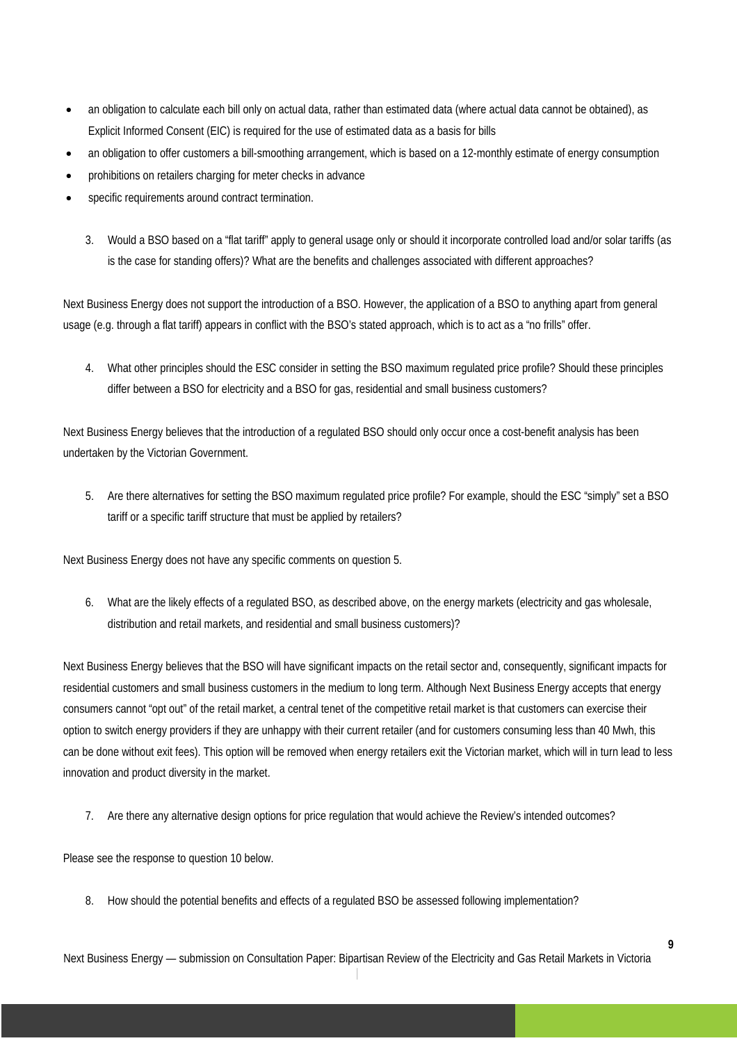- an obligation to calculate each bill only on actual data, rather than estimated data (where actual data cannot be obtained), as Explicit Informed Consent (EIC) is required for the use of estimated data as a basis for bills
- an obligation to offer customers a bill-smoothing arrangement, which is based on a 12-monthly estimate of energy consumption
- prohibitions on retailers charging for meter checks in advance
- specific requirements around contract termination.

3. Would a BSO based on a "flat tariff" apply to general usage only or should it incorporate controlled load and/or solar tariffs (as is the case for standing offers)? What are the benefits and challenges associated with different approaches?

Next Business Energy does not support the introduction of a BSO. However, the application of a BSO to anything apart from general usage (e.g. through a flat tariff) appears in conflict with the BSO's stated approach, which is to act as a "no frills" offer.

4. What other principles should the ESC consider in setting the BSO maximum regulated price profile? Should these principles differ between a BSO for electricity and a BSO for gas, residential and small business customers?

Next Business Energy believes that the introduction of a regulated BSO should only occur once a cost-benefit analysis has been undertaken by the Victorian Government.

5. Are there alternatives for setting the BSO maximum regulated price profile? For example, should the ESC "simply" set a BSO tariff or a specific tariff structure that must be applied by retailers?

Next Business Energy does not have any specific comments on question 5.

6. What are the likely effects of a regulated BSO, as described above, on the energy markets (electricity and gas wholesale, distribution and retail markets, and residential and small business customers)?

Next Business Energy believes that the BSO will have significant impacts on the retail sector and, consequently, significant impacts for residential customers and small business customers in the medium to long term. Although Next Business Energy accepts that energy consumers cannot "opt out" of the retail market, a central tenet of the competitive retail market is that customers can exercise their option to switch energy providers if they are unhappy with their current retailer (and for customers consuming less than 40 Mwh, this can be done without exit fees). This option will be removed when energy retailers exit the Victorian market, which will in turn lead to less innovation and product diversity in the market.

7. Are there any alternative design options for price regulation that would achieve the Review's intended outcomes?

Please see the response to question 10 below.

8. How should the potential benefits and effects of a regulated BSO be assessed following implementation?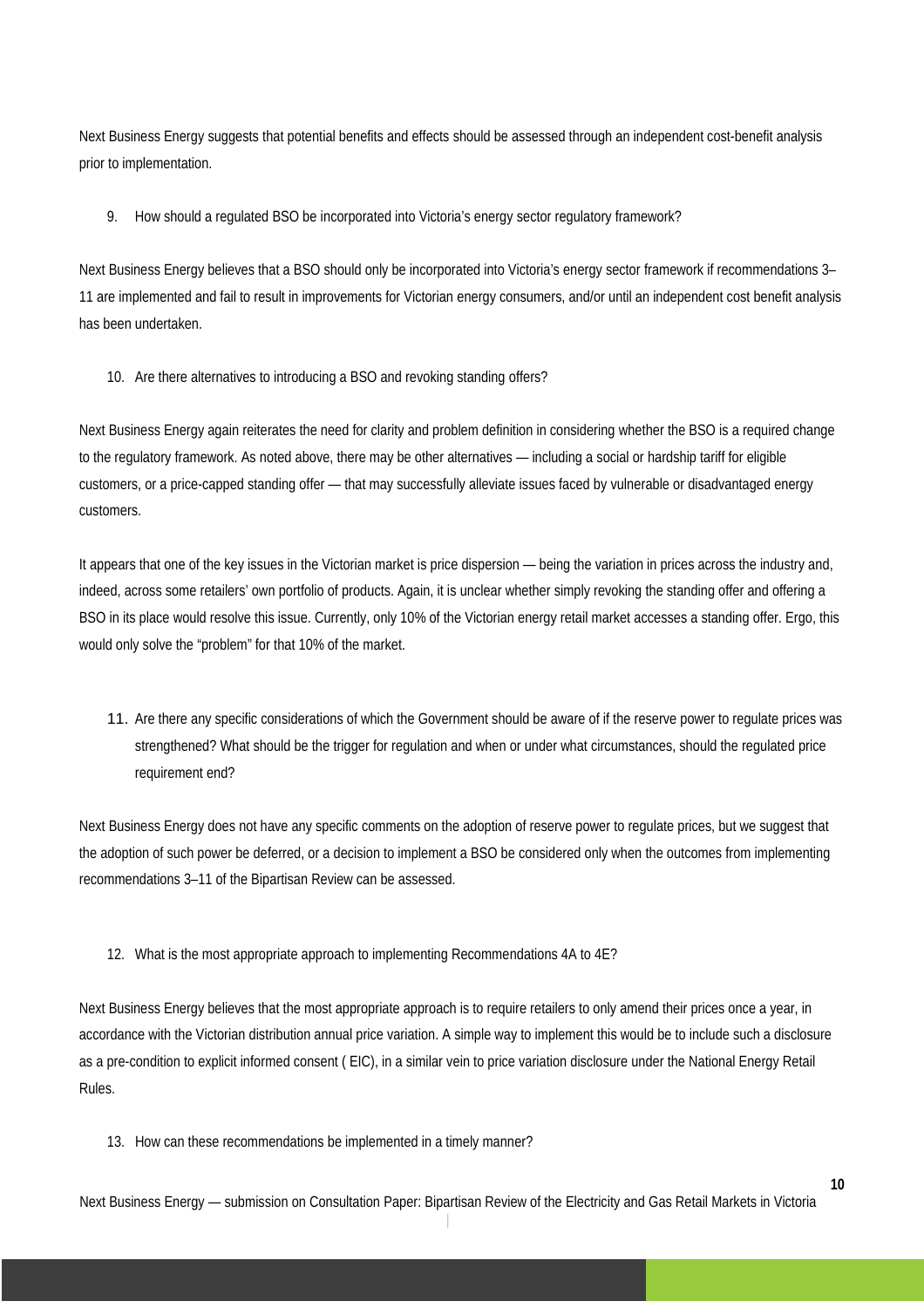Next Business Energy suggests that potential benefits and effects should be assessed through an independent cost-benefit analysis prior to implementation.

9. How should a regulated BSO be incorporated into Victoria's energy sector regulatory framework?

Next Business Energy believes that a BSO should only be incorporated into Victoria's energy sector framework if recommendations 3–11 are implemented and fail to result in improvements for Victorian energy consumers, and/or until an independent cost benefit analysis has been undertaken.

10. Are there alternatives to introducing a BSO and revoking standing offers?

Next Business Energy again reiterates the need for clarity and problem definition in considering whether the BSO is a required change to the regulatory framework. As noted above, there may be other alternatives — including a social or hardship tariff for eligible customers, or a price-capped standing offer — that may successfully alleviate issues faced by vulnerable or disadvantaged energy customers.

It appears that one of the key issues in the Victorian market is price dispersion — being the variation in prices across the industry and, indeed, across some retailers' own portfolio of products. Again, it is unclear whether simply revoking the standing offer and offering a BSO in its place would resolve this issue. Currently, only 10% of the Victorian energy retail market accesses a standing offer. Ergo, this would only solve the "problem" for that 10% of the market.

11. Are there any specific considerations of which the Government should be aware of if the reserve power to regulate prices was strengthened? What should be the trigger for regulation and when or under what circumstances, should the regulated price requirement end?

Next Business Energy does not have any specific comments on the adoption of reserve power to regulate prices, but we suggest that the adoption of such power be deferred, or a decision to implement a BSO be considered only when the outcomes from implementing recommendations 3–11 of the Bipartisan Review can be assessed.

12. What is the most appropriate approach to implementing Recommendations 4A to 4E?

Next Business Energy believes that the most appropriate approach is to require retailers to only amend their prices once a year, in accordance with the Victorian distribution annual price variation. A simple way to implement this would be to include such a disclosure as a pre-condition to explicit informed consent ( EIC), in a similar vein to price variation disclosure under the National Energy Retail Rules.

13. How can these recommendations be implemented in a timely manner?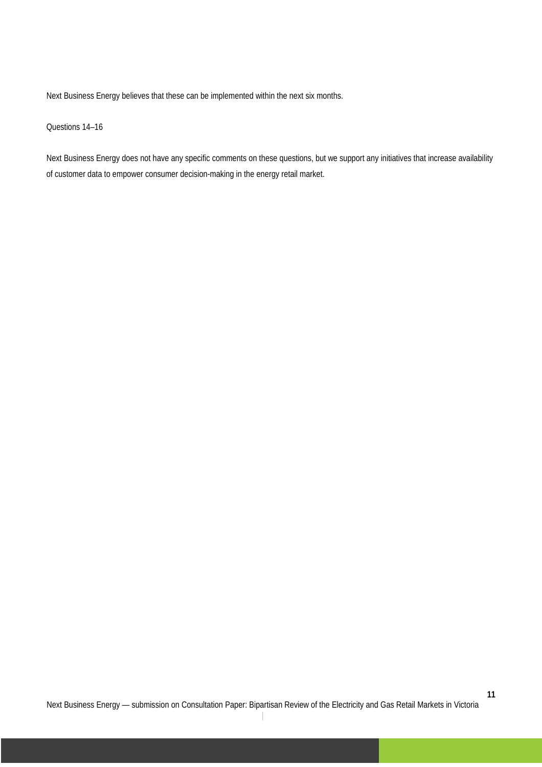Next Business Energy believes that these can be implemented within the next six months.

Questions 14–16

Next Business Energy does not have any specific comments on these questions, but we support any initiatives that increase availability of customer data to empower consumer decision-making in the energy retail market.